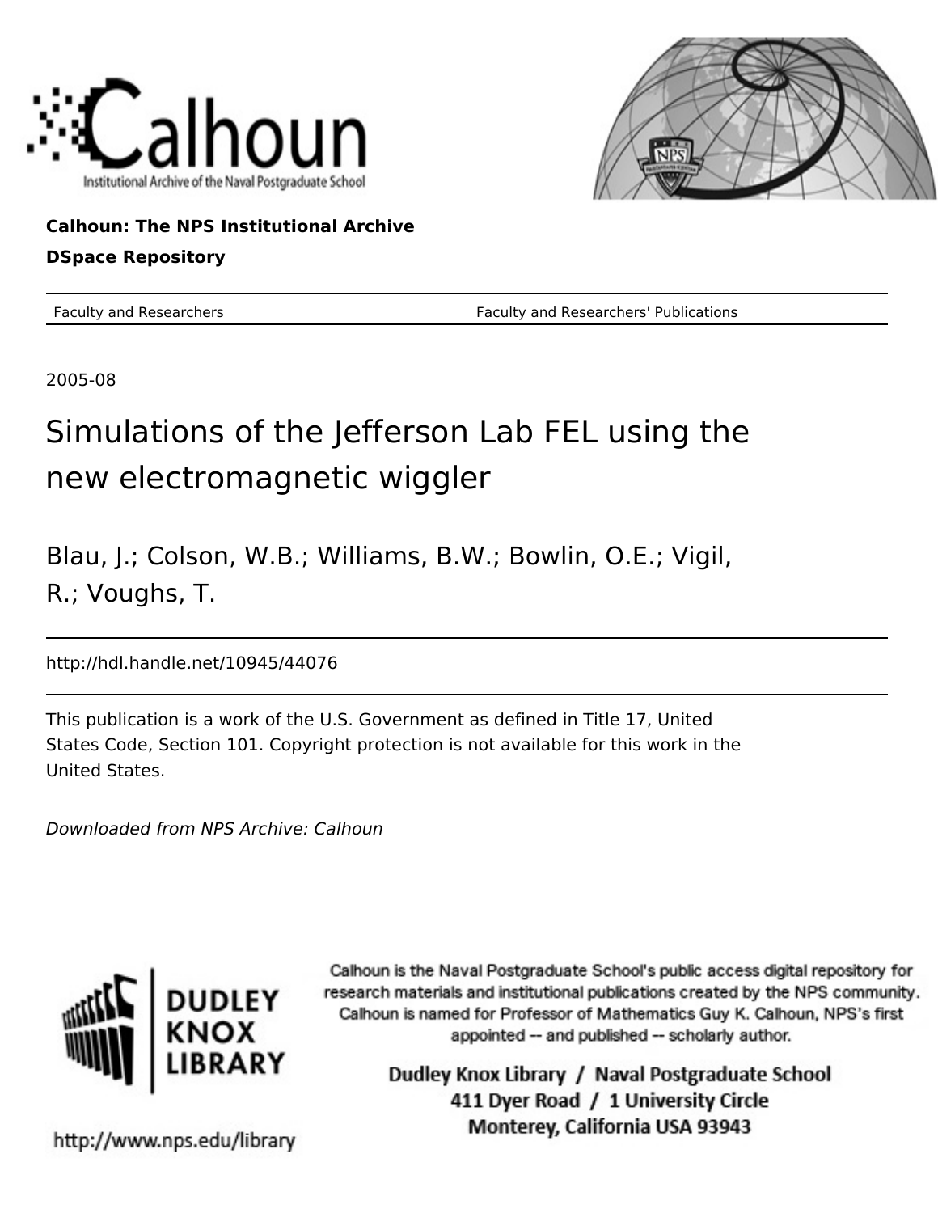Calhoun: The NPS Institutional Archive

DSpace Repository

Faculty and Researchers | Faculty and Researchers' Publications

2005-08

# Simulations of the Jefferson Lab FEL using the new electromagnetic wiggler

Blau, J.; Colson, W.B.; Williams, B.W.; Bowlin, O.E.; Vigil, R.; Voughs, T.

http://hdl.handle.net/10945/44076

This publication is a work of the U.S. Government as defined in Title 17, United States Code, Section 101. Copyright protection is not available for this work in the United States.

*Downloaded from NPS Archive: Calhoun*

Calhoun is the Naval Postgraduate School's public access digital repository for research materials and institutional publications created by the NPS community. Calhoun is named for Professor of Mathematics Guy K. Calhoun, NPS's first appointed -- and published -- scholarly author.

Dudley Knox Library / Naval Postgraduate School
411 Dyer Road / 1 University Circle
Monterey, California USA 93943

http://www.nps.edu/library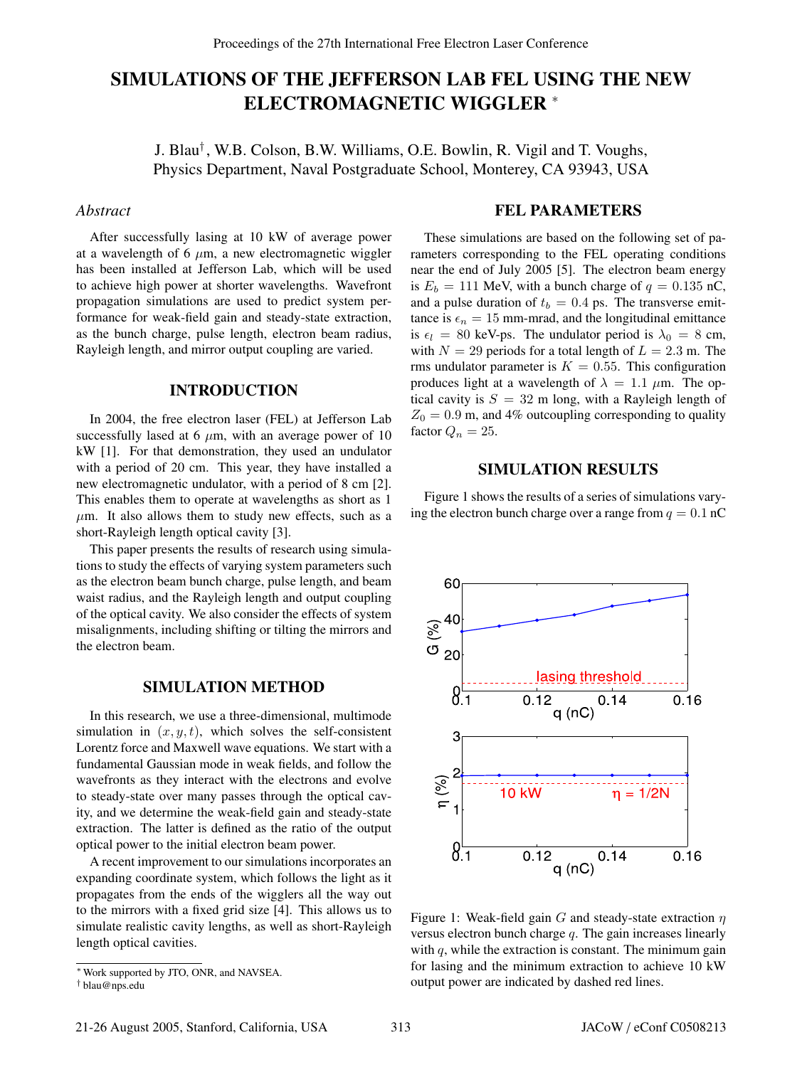# SIMULATIONS OF THE JEFFERSON LAB FEL USING THE NEW ELECTROMAGNETIC WIGGLER *

J. Blau†, W.B. Colson, B.W. Williams, O.E. Bowlin, R. Vigil and T. Voughs,
Physics Department, Naval Postgraduate School, Monterey, CA 93943, USA

## *Abstract*

After successfully lasing at 10 kW of average power at a wavelength of 6 $\mu$m, a new electromagnetic wiggler has been installed at Jefferson Lab, which will be used to achieve high power at shorter wavelengths. Wavefront propagation simulations are used to predict system performance for weak-field gain and steady-state extraction, as the bunch charge, pulse length, electron beam radius, Rayleigh length, and mirror output coupling are varied.

## INTRODUCTION

In 2004, the free electron laser (FEL) at Jefferson Lab successfully lased at 6 $\mu$m, with an average power of 10 kW [1]. For that demonstration, they used an undulator with a period of 20 cm. This year, they have installed a new electromagnetic undulator, with a period of 8 cm [2]. This enables them to operate at wavelengths as short as 1 $\mu$m. It also allows them to study new effects, such as a short-Rayleigh length optical cavity [3].

This paper presents the results of research using simulations to study the effects of varying system parameters such as the electron beam bunch charge, pulse length, and beam waist radius, and the Rayleigh length and output coupling of the optical cavity. We also consider the effects of system misalignments, including shifting or tilting the mirrors and the electron beam.

## SIMULATION METHOD

In this research, we use a three-dimensional, multimode simulation in $(x, y, t)$, which solves the self-consistent Lorentz force and Maxwell wave equations. We start with a fundamental Gaussian mode in weak fields, and follow the wavefronts as they interact with the electrons and evolve to steady-state over many passes through the optical cavity, and we determine the weak-field gain and steady-state extraction. The latter is defined as the ratio of the output optical power to the initial electron beam power.

A recent improvement to our simulations incorporates an expanding coordinate system, which follows the light as it propagates from the ends of the wigglers all the way out to the mirrors with a fixed grid size [4]. This allows us to simulate realistic cavity lengths, as well as short-Rayleigh length optical cavities.

## FEL PARAMETERS

These simulations are based on the following set of parameters corresponding to the FEL operating conditions near the end of July 2005 [5]. The electron beam energy is $E_b = 111$ MeV, with a bunch charge of $q = 0.135$ nC, and a pulse duration of $t_b = 0.4$ ps. The transverse emittance is $\epsilon_n = 15$ mm-mrad, and the longitudinal emittance is $\epsilon_l = 80$ keV-ps. The undulator period is $\lambda_0 = 8$ cm, with $N = 29$ periods for a total length of $L = 2.3$ m. The rms undulator parameter is $K = 0.55$. This configuration produces light at a wavelength of $\lambda = 1.1$ $\mu$m. The optical cavity is $S = 32$ m long, with a Rayleigh length of $Z_0 = 0.9$ m, and 4% outcoupling corresponding to quality factor $Q_n = 25$.

## SIMULATION RESULTS

Figure 1 shows the results of a series of simulations varying the electron bunch charge over a range from $q = 0.1$ nC

Figure 1: Weak-field gain $G$ and steady-state extraction $\eta$ versus electron bunch charge $q$. The gain increases linearly with $q$, while the extraction is constant. The minimum gain for lasing and the minimum extraction to achieve 10 kW output power are indicated by dashed red lines.

---

* Work supported by JTO, ONR, and NAVSEA.
† blau@nps.edu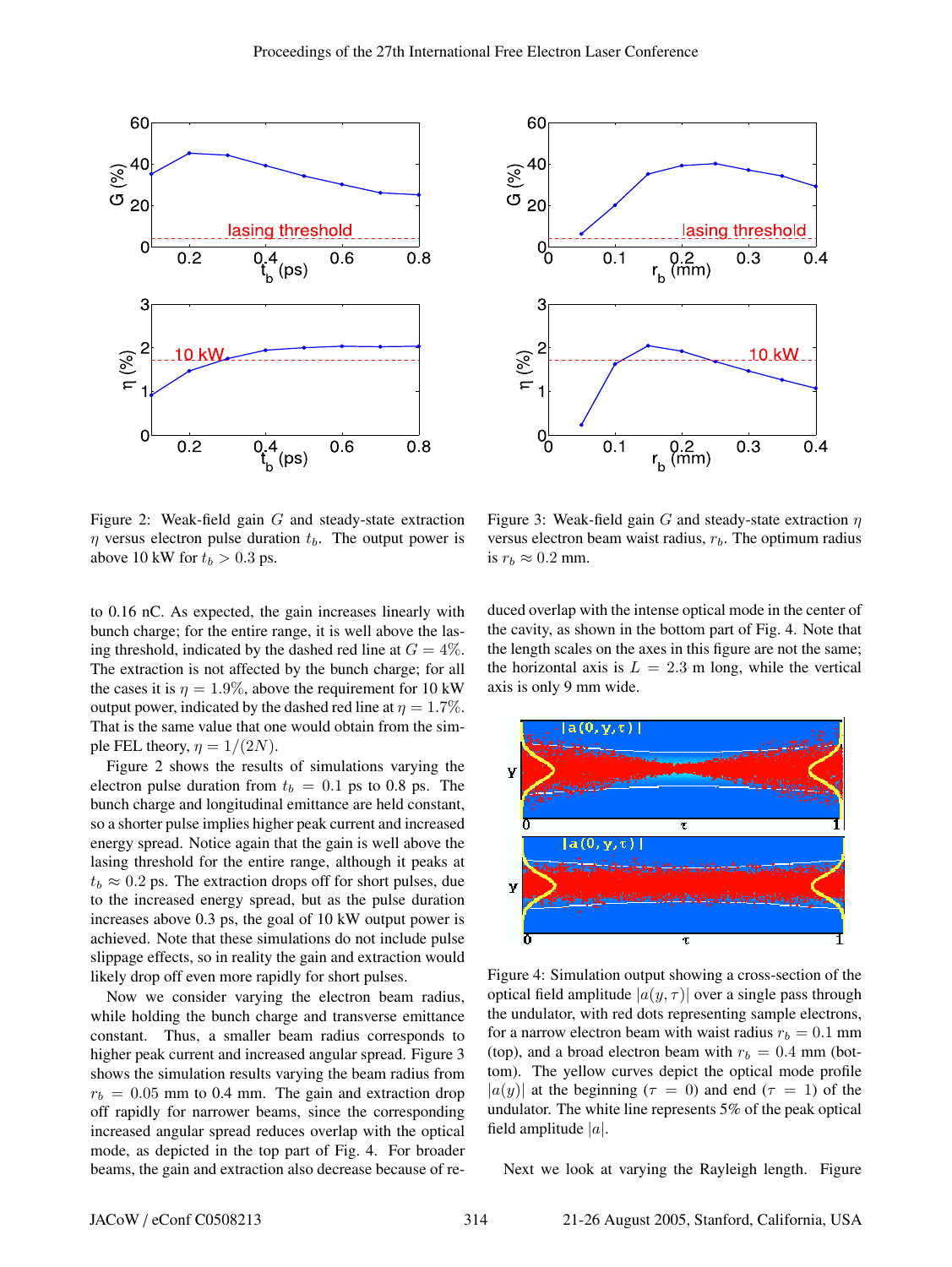Figure 2: Weak-field gain $G$ and steady-state extraction $\eta$ versus electron pulse duration $t_b$. The output power is above 10 kW for $t_b > 0.3$ ps.

Figure 3: Weak-field gain $G$ and steady-state extraction $\eta$ versus electron beam waist radius, $r_b$. The optimum radius is $r_b \approx 0.2$ mm.

to 0.16 nC. As expected, the gain increases linearly with bunch charge; for the entire range, it is well above the lasing threshold, indicated by the dashed red line at $G = 4\%$. The extraction is not affected by the bunch charge; for all the cases it is $\eta = 1.9\%$, above the requirement for 10 kW output power, indicated by the dashed red line at $\eta = 1.7\%$. That is the same value that one would obtain from the simple FEL theory, $\eta = 1/(2N)$.

Figure 2 shows the results of simulations varying the electron pulse duration from $t_b = 0.1$ ps to 0.8 ps. The bunch charge and longitudinal emittance are held constant, so a shorter pulse implies higher peak current and increased energy spread. Notice again that the gain is well above the lasing threshold for the entire range, although it peaks at $t_b \approx 0.2$ ps. The extraction drops off for short pulses, due to the increased energy spread, but as the pulse duration increases above 0.3 ps, the goal of 10 kW output power is achieved. Note that these simulations do not include pulse slippage effects, so in reality the gain and extraction would likely drop off even more rapidly for short pulses.

Now we consider varying the electron beam radius, while holding the bunch charge and transverse emittance constant. Thus, a smaller beam radius corresponds to higher peak current and increased angular spread. Figure 3 shows the simulation results varying the beam radius from $r_b = 0.05$ mm to 0.4 mm. The gain and extraction drop off rapidly for narrower beams, since the corresponding increased angular spread reduces overlap with the optical mode, as depicted in the top part of Fig. 4. For broader beams, the gain and extraction also decrease because of reduced overlap with the intense optical mode in the center of the cavity, as shown in the bottom part of Fig. 4. Note that the length scales on the axes in this figure are not the same; the horizontal axis is $L = 2.3$ m long, while the vertical axis is only 9 mm wide.

Figure 4: Simulation output showing a cross-section of the optical field amplitude $|a(y, \tau)|$ over a single pass through the undulator, with red dots representing sample electrons, for a narrow electron beam with waist radius $r_b = 0.1$ mm (top), and a broad electron beam with $r_b = 0.4$ mm (bottom). The yellow curves depict the optical mode profile $|a(y)|$ at the beginning ($\tau = 0$) and end ($\tau = 1$) of the undulator. The white line represents 5% of the peak optical field amplitude $|a|$.

Next we look at varying the Rayleigh length. Figure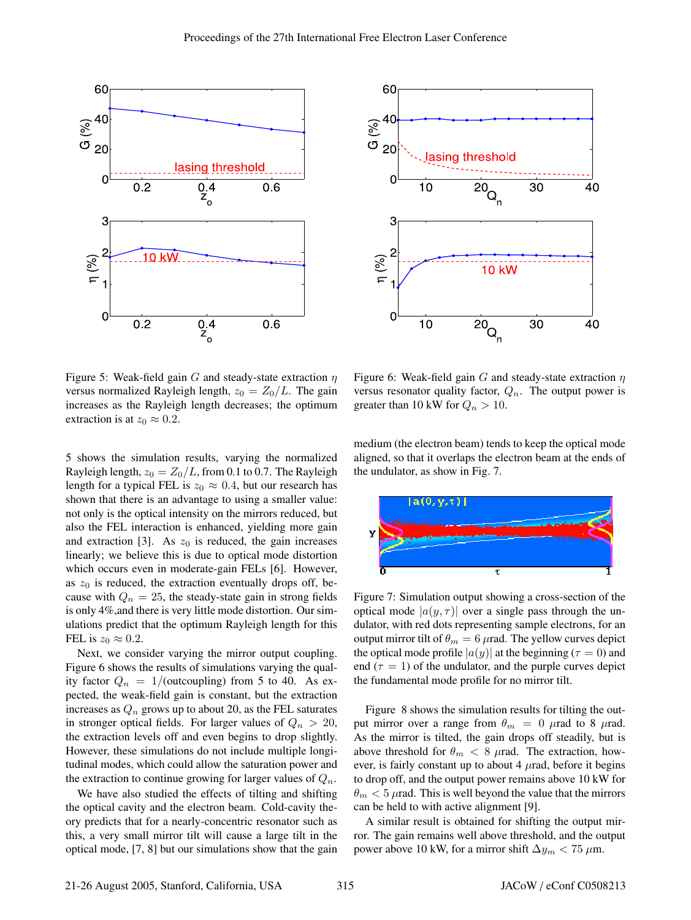Figure 5: Weak-field gain $G$ and steady-state extraction $\eta$ versus normalized Rayleigh length, $z_0 = Z_0/L$. The gain increases as the Rayleigh length decreases; the optimum extraction is at $z_0 \approx 0.2$.

Figure 6: Weak-field gain $G$ and steady-state extraction $\eta$ versus resonator quality factor, $Q_n$. The output power is greater than 10 kW for $Q_n > 10$.

5 shows the simulation results, varying the normalized Rayleigh length, $z_0 = Z_0/L$, from 0.1 to 0.7. The Rayleigh length for a typical FEL is $z_0 \approx 0.4$, but our research has shown that there is an advantage to using a smaller value: not only is the optical intensity on the mirrors reduced, but also the FEL interaction is enhanced, yielding more gain and extraction [3]. As $z_0$ is reduced, the gain increases linearly; we believe this is due to optical mode distortion which occurs even in moderate-gain FELs [6]. However, as $z_0$ is reduced, the extraction eventually drops off, because with $Q_n = 25$, the steady-state gain in strong fields is only 4%,and there is very little mode distortion. Our simulations predict that the optimum Rayleigh length for this FEL is $z_0 \approx 0.2$.

Next, we consider varying the mirror output coupling. Figure 6 shows the results of simulations varying the quality factor $Q_n = 1/(\text{outcoupling})$ from 5 to 40. As expected, the weak-field gain is constant, but the extraction increases as $Q_n$ grows up to about 20, as the FEL saturates in stronger optical fields. For larger values of $Q_n > 20$, the extraction levels off and even begins to drop slightly. However, these simulations do not include multiple longitudinal modes, which could allow the saturation power and the extraction to continue growing for larger values of $Q_n$.

We have also studied the effects of tilting and shifting the optical cavity and the electron beam. Cold-cavity theory predicts that for a nearly-concentric resonator such as this, a very small mirror tilt will cause a large tilt in the optical mode, [7, 8] but our simulations show that the gain medium (the electron beam) tends to keep the optical mode aligned, so that it overlaps the electron beam at the ends of the undulator, as show in Fig. 7.

Figure 7: Simulation output showing a cross-section of the optical mode $|a(y, \tau)|$ over a single pass through the undulator, with red dots representing sample electrons, for an output mirror tilt of $\theta_m = 6$ $\mu$rad. The yellow curves depict the optical mode profile $|a(y)|$ at the beginning ($\tau = 0$) and end ($\tau = 1$) of the undulator, and the purple curves depict the fundamental mode profile for no mirror tilt.

Figure 8 shows the simulation results for tilting the output mirror over a range from $\theta_m = 0$ $\mu$rad to 8 $\mu$rad. As the mirror is tilted, the gain drops off steadily, but is above threshold for $\theta_m < 8$ $\mu$rad. The extraction, however, is fairly constant up to about 4 $\mu$rad, before it begins to drop off, and the output power remains above 10 kW for $\theta_m < 5$ $\mu$rad. This is well beyond the value that the mirrors can be held to with active alignment [9].

A similar result is obtained for shifting the output mirror. The gain remains well above threshold, and the output power above 10 kW, for a mirror shift $\Delta y_m < 75$ $\mu$m.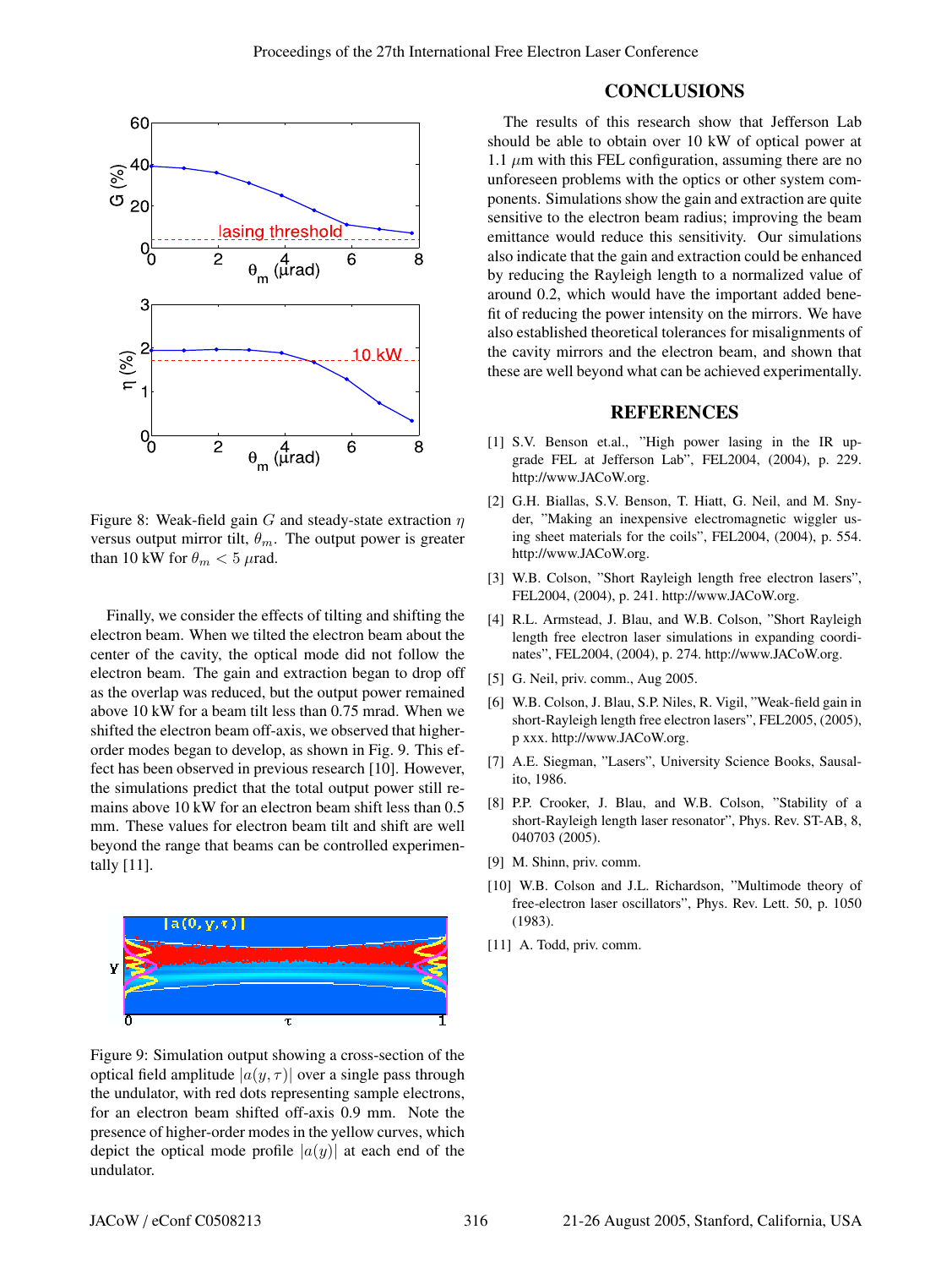G (%)
60
40
20
0
lasing threshold
0 2 4 6 8
$\theta_m$ ($\mu$rad)

$\eta$ (%)
3
2
1
0
10 kW
0 2 4 6 8
$\theta_m$ ($\mu$rad)

Figure 8: Weak-field gain $G$ and steady-state extraction $\eta$ versus output mirror tilt, $\theta_m$. The output power is greater than 10 kW for $\theta_m < 5$ $\mu$rad.

Finally, we consider the effects of tilting and shifting the electron beam. When we tilted the electron beam about the center of the cavity, the optical mode did not follow the electron beam. The gain and extraction began to drop off as the overlap was reduced, but the output power remained above 10 kW for a beam tilt less than 0.75 mrad. When we shifted the electron beam off-axis, we observed that higher-order modes began to develop, as shown in Fig. 9. This effect has been observed in previous research [10]. However, the simulations predict that the total output power still remains above 10 kW for an electron beam shift less than 0.5 mm. These values for electron beam tilt and shift are well beyond the range that beams can be controlled experimentally [11].

|a(0,y,τ)|
y
0 τ 1

Figure 9: Simulation output showing a cross-section of the optical field amplitude $|a(y,\tau)|$ over a single pass through the undulator, with red dots representing sample electrons, for an electron beam shifted off-axis 0.9 mm. Note the presence of higher-order modes in the yellow curves, which depict the optical mode profile $|a(y)|$ at each end of the undulator.

## CONCLUSIONS

The results of this research show that Jefferson Lab should be able to obtain over 10 kW of optical power at 1.1 $\mu$m with this FEL configuration, assuming there are no unforeseen problems with the optics or other system components. Simulations show the gain and extraction are quite sensitive to the electron beam radius; improving the beam emittance would reduce this sensitivity. Our simulations also indicate that the gain and extraction could be enhanced by reducing the Rayleigh length to a normalized value of around 0.2, which would have the important added benefit of reducing the power intensity on the mirrors. We have also established theoretical tolerances for misalignments of the cavity mirrors and the electron beam, and shown that these are well beyond what can be achieved experimentally.

## REFERENCES

[1] S.V. Benson et.al., "High power lasing in the IR upgrade FEL at Jefferson Lab", FEL2004, (2004), p. 229. http://www.JACoW.org.

[2] G.H. Biallas, S.V. Benson, T. Hiatt, G. Neil, and M. Snyder, "Making an inexpensive electromagnetic wiggler using sheet materials for the coils", FEL2004, (2004), p. 554. http://www.JACoW.org.

[3] W.B. Colson, "Short Rayleigh length free electron lasers", FEL2004, (2004), p. 241. http://www.JACoW.org.

[4] R.L. Armstead, J. Blau, and W.B. Colson, "Short Rayleigh length free electron laser simulations in expanding coordinates", FEL2004, (2004), p. 274. http://www.JACoW.org.

[5] G. Neil, priv. comm., Aug 2005.

[6] W.B. Colson, J. Blau, S.P. Niles, R. Vigil, "Weak-field gain in short-Rayleigh length free electron lasers", FEL2005, (2005), p xxx. http://www.JACoW.org.

[7] A.E. Siegman, "Lasers", University Science Books, Sausalito, 1986.

[8] P.P. Crooker, J. Blau, and W.B. Colson, "Stability of a short-Rayleigh length laser resonator", Phys. Rev. ST-AB, 8, 040703 (2005).

[9] M. Shinn, priv. comm.

[10] W.B. Colson and J.L. Richardson, "Multimode theory of free-electron laser oscillators", Phys. Rev. Lett. 50, p. 1050 (1983).

[11] A. Todd, priv. comm.